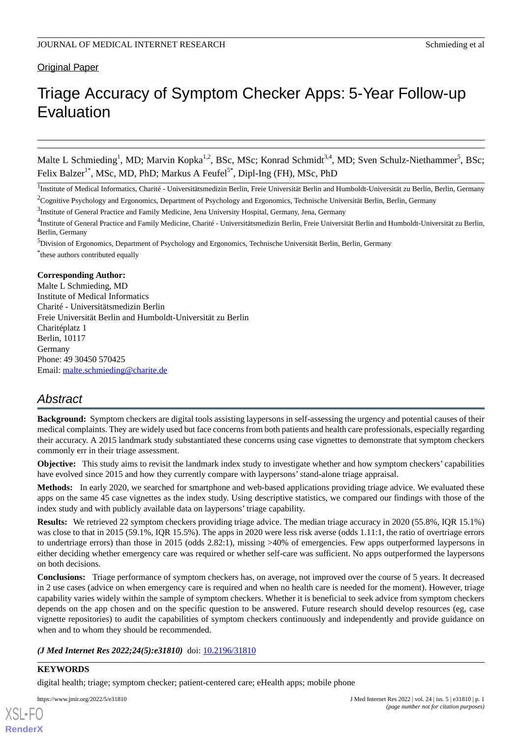Original Paper

# Triage Accuracy of Symptom Checker Apps: 5-Year Follow-up Evaluation

Malte L Schmieding[1], MD; Marvin Kopka[1,2], BSc, MSc; Konrad Schmidt[3,4], MD; Sven Schulz-Niethammer[5], BSc; Felix Balzer[1*], MSc, MD, PhD; Markus A Feufel[5*], Dipl-Ing (FH), MSc, PhD

[1]Institute of Medical Informatics, Charité - Universitätsmedizin Berlin, Freie Universität Berlin and Humboldt-Universität zu Berlin, Berlin, Germany

[2]Cognitive Psychology and Ergonomics, Department of Psychology and Ergonomics, Technische Universität Berlin, Berlin, Germany

[3]Institute of General Practice and Family Medicine, Jena University Hospital, Germany, Jena, Germany

[4]Institute of General Practice and Family Medicine, Charité - Universitätsmedizin Berlin, Freie Universität Berlin and Humboldt-Universität zu Berlin, Berlin, Germany

[5]Division of Ergonomics, Department of Psychology and Ergonomics, Technische Universität Berlin, Berlin, Germany

*these authors contributed equally

**Corresponding Author:**
Malte L Schmieding, MD
Institute of Medical Informatics
Charité - Universitätsmedizin Berlin
Freie Universität Berlin and Humboldt-Universität zu Berlin
Charitéplatz 1
Berlin, 10117
Germany
Phone: 49 30450 570425
Email: malte.schmieding@charite.de

## Abstract

**Background:** Symptom checkers are digital tools assisting laypersons in self-assessing the urgency and potential causes of their medical complaints. They are widely used but face concerns from both patients and health care professionals, especially regarding their accuracy. A 2015 landmark study substantiated these concerns using case vignettes to demonstrate that symptom checkers commonly err in their triage assessment.

**Objective:** This study aims to revisit the landmark index study to investigate whether and how symptom checkers' capabilities have evolved since 2015 and how they currently compare with laypersons' stand-alone triage appraisal.

**Methods:** In early 2020, we searched for smartphone and web-based applications providing triage advice. We evaluated these apps on the same 45 case vignettes as the index study. Using descriptive statistics, we compared our findings with those of the index study and with publicly available data on laypersons' triage capability.

**Results:** We retrieved 22 symptom checkers providing triage advice. The median triage accuracy in 2020 (55.8%, IQR 15.1%) was close to that in 2015 (59.1%, IQR 15.5%). The apps in 2020 were less risk averse (odds 1.11:1, the ratio of overtriage errors to undertriage errors) than those in 2015 (odds 2.82:1), missing >40% of emergencies. Few apps outperformed laypersons in either deciding whether emergency care was required or whether self-care was sufficient. No apps outperformed the laypersons on both decisions.

**Conclusions:** Triage performance of symptom checkers has, on average, not improved over the course of 5 years. It decreased in 2 use cases (advice on when emergency care is required and when no health care is needed for the moment). However, triage capability varies widely within the sample of symptom checkers. Whether it is beneficial to seek advice from symptom checkers depends on the app chosen and on the specific question to be answered. Future research should develop resources (eg, case vignette repositories) to audit the capabilities of symptom checkers continuously and independently and provide guidance on when and to whom they should be recommended.

***(J Med Internet Res 2022;24(5):e31810)*** doi: 10.2196/31810

**KEYWORDS**

digital health; triage; symptom checker; patient-centered care; eHealth apps; mobile phone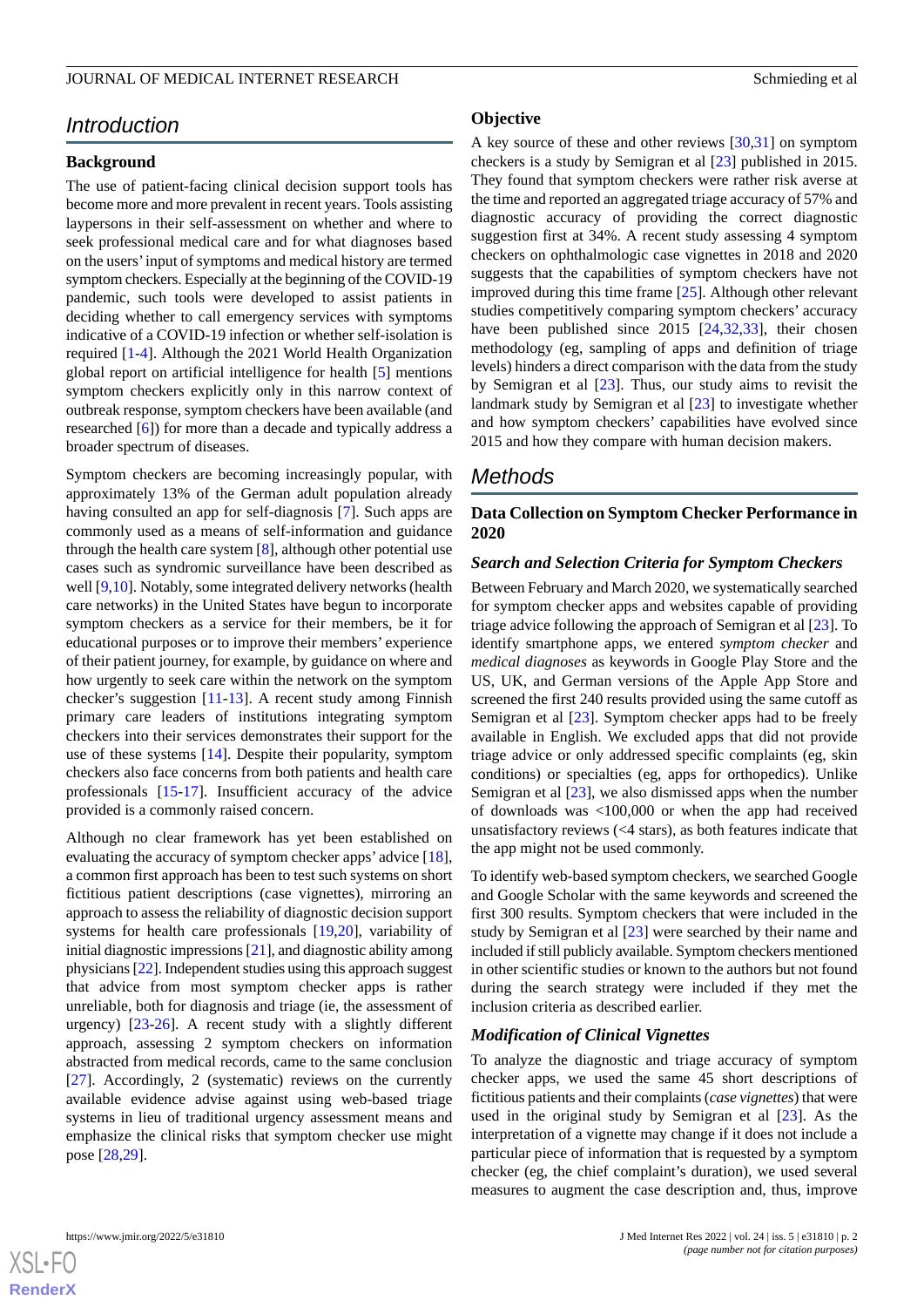## Introduction

### Background

The use of patient-facing clinical decision support tools has become more and more prevalent in recent years. Tools assisting laypersons in their self-assessment on whether and where to seek professional medical care and for what diagnoses based on the users' input of symptoms and medical history are termed symptom checkers. Especially at the beginning of the COVID-19 pandemic, such tools were developed to assist patients in deciding whether to call emergency services with symptoms indicative of a COVID-19 infection or whether self-isolation is required [1-4]. Although the 2021 World Health Organization global report on artificial intelligence for health [5] mentions symptom checkers explicitly only in this narrow context of outbreak response, symptom checkers have been available (and researched [6]) for more than a decade and typically address a broader spectrum of diseases.

Symptom checkers are becoming increasingly popular, with approximately 13% of the German adult population already having consulted an app for self-diagnosis [7]. Such apps are commonly used as a means of self-information and guidance through the health care system [8], although other potential use cases such as syndromic surveillance have been described as well [9,10]. Notably, some integrated delivery networks (health care networks) in the United States have begun to incorporate symptom checkers as a service for their members, be it for educational purposes or to improve their members' experience of their patient journey, for example, by guidance on where and how urgently to seek care within the network on the symptom checker's suggestion [11-13]. A recent study among Finnish primary care leaders of institutions integrating symptom checkers into their services demonstrates their support for the use of these systems [14]. Despite their popularity, symptom checkers also face concerns from both patients and health care professionals [15-17]. Insufficient accuracy of the advice provided is a commonly raised concern.

Although no clear framework has yet been established on evaluating the accuracy of symptom checker apps' advice [18], a common first approach has been to test such systems on short fictitious patient descriptions (case vignettes), mirroring an approach to assess the reliability of diagnostic decision support systems for health care professionals [19,20], variability of initial diagnostic impressions [21], and diagnostic ability among physicians [22]. Independent studies using this approach suggest that advice from most symptom checker apps is rather unreliable, both for diagnosis and triage (ie, the assessment of urgency) [23-26]. A recent study with a slightly different approach, assessing 2 symptom checkers on information abstracted from medical records, came to the same conclusion [27]. Accordingly, 2 (systematic) reviews on the currently available evidence advise against using web-based triage systems in lieu of traditional urgency assessment means and emphasize the clinical risks that symptom checker use might pose [28,29].

### Objective

A key source of these and other reviews [30,31] on symptom checkers is a study by Semigran et al [23] published in 2015. They found that symptom checkers were rather risk averse at the time and reported an aggregated triage accuracy of 57% and diagnostic accuracy of providing the correct diagnostic suggestion first at 34%. A recent study assessing 4 symptom checkers on ophthalmologic case vignettes in 2018 and 2020 suggests that the capabilities of symptom checkers have not improved during this time frame [25]. Although other relevant studies competitively comparing symptom checkers' accuracy have been published since 2015 [24,32,33], their chosen methodology (eg, sampling of apps and definition of triage levels) hinders a direct comparison with the data from the study by Semigran et al [23]. Thus, our study aims to revisit the landmark study by Semigran et al [23] to investigate whether and how symptom checkers' capabilities have evolved since 2015 and how they compare with human decision makers.

## Methods

### Data Collection on Symptom Checker Performance in 2020

#### *Search and Selection Criteria for Symptom Checkers*

Between February and March 2020, we systematically searched for symptom checker apps and websites capable of providing triage advice following the approach of Semigran et al [23]. To identify smartphone apps, we entered *symptom checker* and *medical diagnoses* as keywords in Google Play Store and the US, UK, and German versions of the Apple App Store and screened the first 240 results provided using the same cutoff as Semigran et al [23]. Symptom checker apps had to be freely available in English. We excluded apps that did not provide triage advice or only addressed specific complaints (eg, skin conditions) or specialties (eg, apps for orthopedics). Unlike Semigran et al [23], we also dismissed apps when the number of downloads was <100,000 or when the app had received unsatisfactory reviews (<4 stars), as both features indicate that the app might not be used commonly.

To identify web-based symptom checkers, we searched Google and Google Scholar with the same keywords and screened the first 300 results. Symptom checkers that were included in the study by Semigran et al [23] were searched by their name and included if still publicly available. Symptom checkers mentioned in other scientific studies or known to the authors but not found during the search strategy were included if they met the inclusion criteria as described earlier.

#### *Modification of Clinical Vignettes*

To analyze the diagnostic and triage accuracy of symptom checker apps, we used the same 45 short descriptions of fictitious patients and their complaints (*case vignettes*) that were used in the original study by Semigran et al [23]. As the interpretation of a vignette may change if it does not include a particular piece of information that is requested by a symptom checker (eg, the chief complaint's duration), we used several measures to augment the case description and, thus, improve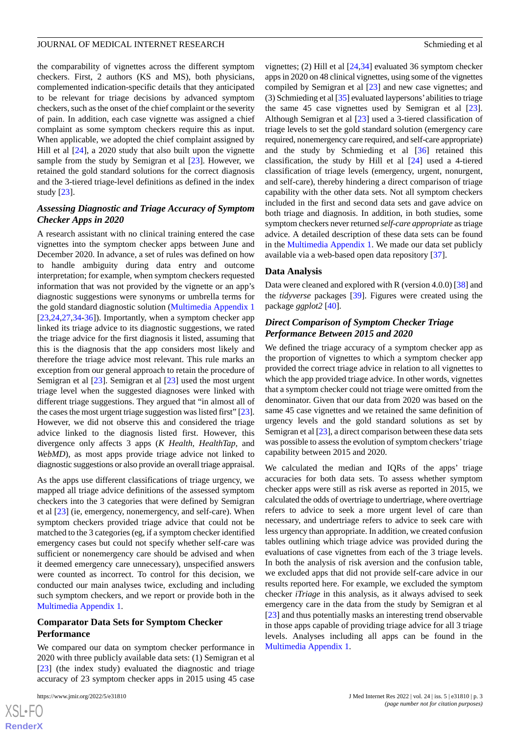the comparability of vignettes across the different symptom checkers. First, 2 authors (KS and MS), both physicians, complemented indication-specific details that they anticipated to be relevant for triage decisions by advanced symptom checkers, such as the onset of the chief complaint or the severity of pain. In addition, each case vignette was assigned a chief complaint as some symptom checkers require this as input. When applicable, we adopted the chief complaint assigned by Hill et al [24], a 2020 study that also built upon the vignette sample from the study by Semigran et al [23]. However, we retained the gold standard solutions for the correct diagnosis and the 3-tiered triage-level definitions as defined in the index study [23].

### *Assessing Diagnostic and Triage Accuracy of Symptom Checker Apps in 2020*

A research assistant with no clinical training entered the case vignettes into the symptom checker apps between June and December 2020. In advance, a set of rules was defined on how to handle ambiguity during data entry and outcome interpretation; for example, when symptom checkers requested information that was not provided by the vignette or an app's diagnostic suggestions were synonyms or umbrella terms for the gold standard diagnostic solution (Multimedia Appendix 1 [23,24,27,34-36]). Importantly, when a symptom checker app linked its triage advice to its diagnostic suggestions, we rated the triage advice for the first diagnosis it listed, assuming that this is the diagnosis that the app considers most likely and therefore the triage advice most relevant. This rule marks an exception from our general approach to retain the procedure of Semigran et al [23]. Semigran et al [23] used the most urgent triage level when the suggested diagnoses were linked with different triage suggestions. They argued that "in almost all of the cases the most urgent triage suggestion was listed first" [23]. However, we did not observe this and considered the triage advice linked to the diagnosis listed first. However, this divergence only affects 3 apps (*K Health*, *HealthTap*, and *WebMD*), as most apps provide triage advice not linked to diagnostic suggestions or also provide an overall triage appraisal.

As the apps use different classifications of triage urgency, we mapped all triage advice definitions of the assessed symptom checkers into the 3 categories that were defined by Semigran et al [23] (ie, emergency, nonemergency, and self-care). When symptom checkers provided triage advice that could not be matched to the 3 categories (eg, if a symptom checker identified emergency cases but could not specify whether self-care was sufficient or nonemergency care should be advised and when it deemed emergency care unnecessary), unspecified answers were counted as incorrect. To control for this decision, we conducted our main analyses twice, excluding and including such symptom checkers, and we report or provide both in the Multimedia Appendix 1.

### Comparator Data Sets for Symptom Checker Performance

We compared our data on symptom checker performance in 2020 with three publicly available data sets: (1) Semigran et al [23] (the index study) evaluated the diagnostic and triage accuracy of 23 symptom checker apps in 2015 using 45 case vignettes; (2) Hill et al [24,34] evaluated 36 symptom checker apps in 2020 on 48 clinical vignettes, using some of the vignettes compiled by Semigran et al [23] and new case vignettes; and (3) Schmieding et al [35] evaluated laypersons' abilities to triage the same 45 case vignettes used by Semigran et al [23]. Although Semigran et al [23] used a 3-tiered classification of triage levels to set the gold standard solution (emergency care required, nonemergency care required, and self-care appropriate) and the study by Schmieding et al [36] retained this classification, the study by Hill et al [24] used a 4-tiered classification of triage levels (emergency, urgent, nonurgent, and self-care), thereby hindering a direct comparison of triage capability with the other data sets. Not all symptom checkers included in the first and second data sets and gave advice on both triage and diagnosis. In addition, in both studies, some symptom checkers never returned *self-care appropriate* as triage advice. A detailed description of these data sets can be found in the Multimedia Appendix 1. We made our data set publicly available via a web-based open data repository [37].

### Data Analysis

Data were cleaned and explored with R (version 4.0.0) [38] and the *tidyverse* packages [39]. Figures were created using the package *ggplot2* [40].

### *Direct Comparison of Symptom Checker Triage Performance Between 2015 and 2020*

We defined the triage accuracy of a symptom checker app as the proportion of vignettes to which a symptom checker app provided the correct triage advice in relation to all vignettes to which the app provided triage advice. In other words, vignettes that a symptom checker could not triage were omitted from the denominator. Given that our data from 2020 was based on the same 45 case vignettes and we retained the same definition of urgency levels and the gold standard solutions as set by Semigran et al [23], a direct comparison between these data sets was possible to assess the evolution of symptom checkers' triage capability between 2015 and 2020.

We calculated the median and IQRs of the apps' triage accuracies for both data sets. To assess whether symptom checker apps were still as risk averse as reported in 2015, we calculated the odds of overtriage to undertriage, where overtriage refers to advice to seek a more urgent level of care than necessary, and undertriage refers to advice to seek care with less urgency than appropriate. In addition, we created confusion tables outlining which triage advice was provided during the evaluations of case vignettes from each of the 3 triage levels. In both the analysis of risk aversion and the confusion table, we excluded apps that did not provide self-care advice in our results reported here. For example, we excluded the symptom checker *iTriage* in this analysis, as it always advised to seek emergency care in the data from the study by Semigran et al [23] and thus potentially masks an interesting trend observable in those apps capable of providing triage advice for all 3 triage levels. Analyses including all apps can be found in the Multimedia Appendix 1.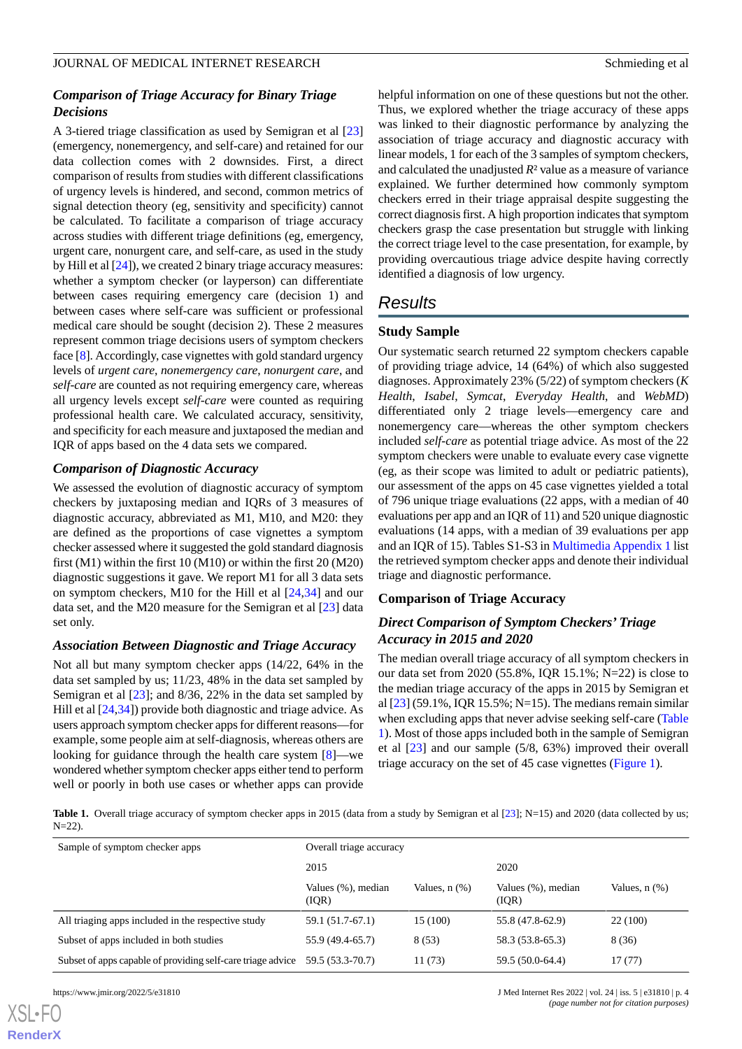### Comparison of Triage Accuracy for Binary Triage Decisions

A 3-tiered triage classification as used by Semigran et al [23] (emergency, nonemergency, and self-care) and retained for our data collection comes with 2 downsides. First, a direct comparison of results from studies with different classifications of urgency levels is hindered, and second, common metrics of signal detection theory (eg, sensitivity and specificity) cannot be calculated. To facilitate a comparison of triage accuracy across studies with different triage definitions (eg, emergency, urgent care, nonurgent care, and self-care, as used in the study by Hill et al [24]), we created 2 binary triage accuracy measures: whether a symptom checker (or layperson) can differentiate between cases requiring emergency care (decision 1) and between cases where self-care was sufficient or professional medical care should be sought (decision 2). These 2 measures represent common triage decisions users of symptom checkers face [8]. Accordingly, case vignettes with gold standard urgency levels of *urgent care*, *nonemergency care*, *nonurgent care*, and *self-care* are counted as not requiring emergency care, whereas all urgency levels except *self-care* were counted as requiring professional health care. We calculated accuracy, sensitivity, and specificity for each measure and juxtaposed the median and IQR of apps based on the 4 data sets we compared.

### Comparison of Diagnostic Accuracy

We assessed the evolution of diagnostic accuracy of symptom checkers by juxtaposing median and IQRs of 3 measures of diagnostic accuracy, abbreviated as M1, M10, and M20: they are defined as the proportions of case vignettes a symptom checker assessed where it suggested the gold standard diagnosis first (M1) within the first 10 (M10) or within the first 20 (M20) diagnostic suggestions it gave. We report M1 for all 3 data sets on symptom checkers, M10 for the Hill et al [24,34] and our data set, and the M20 measure for the Semigran et al [23] data set only.

### Association Between Diagnostic and Triage Accuracy

Not all but many symptom checker apps (14/22, 64% in the data set sampled by us; 11/23, 48% in the data set sampled by Semigran et al [23]; and 8/36, 22% in the data set sampled by Hill et al [24,34]) provide both diagnostic and triage advice. As users approach symptom checker apps for different reasons—for example, some people aim at self-diagnosis, whereas others are looking for guidance through the health care system [8]—we wondered whether symptom checker apps either tend to perform well or poorly in both use cases or whether apps can provide helpful information on one of these questions but not the other. Thus, we explored whether the triage accuracy of these apps was linked to their diagnostic performance by analyzing the association of triage accuracy and diagnostic accuracy with linear models, 1 for each of the 3 samples of symptom checkers, and calculated the unadjusted $R^2$ value as a measure of variance explained. We further determined how commonly symptom checkers erred in their triage appraisal despite suggesting the correct diagnosis first. A high proportion indicates that symptom checkers grasp the case presentation but struggle with linking the correct triage level to the case presentation, for example, by providing overcautious triage advice despite having correctly identified a diagnosis of low urgency.

## Results

### Study Sample

Our systematic search returned 22 symptom checkers capable of providing triage advice, 14 (64%) of which also suggested diagnoses. Approximately 23% (5/22) of symptom checkers (*K Health*, *Isabel*, *Symcat*, *Everyday Health*, and *WebMD*) differentiated only 2 triage levels—emergency care and nonemergency care—whereas the other symptom checkers included *self-care* as potential triage advice. As most of the 22 symptom checkers were unable to evaluate every case vignette (eg, as their scope was limited to adult or pediatric patients), our assessment of the apps on 45 case vignettes yielded a total of 796 unique triage evaluations (22 apps, with a median of 40 evaluations per app and an IQR of 11) and 520 unique diagnostic evaluations (14 apps, with a median of 39 evaluations per app and an IQR of 15). Tables S1-S3 in Multimedia Appendix 1 list the retrieved symptom checker apps and denote their individual triage and diagnostic performance.

### Comparison of Triage Accuracy

### *Direct Comparison of Symptom Checkers' Triage Accuracy in 2015 and 2020*

The median overall triage accuracy of all symptom checkers in our data set from 2020 (55.8%, IQR 15.1%; N=22) is close to the median triage accuracy of the apps in 2015 by Semigran et al [23] (59.1%, IQR 15.5%; N=15). The medians remain similar when excluding apps that never advise seeking self-care (Table 1). Most of those apps included both in the sample of Semigran et al [23] and our sample (5/8, 63%) improved their overall triage accuracy on the set of 45 case vignettes (Figure 1).

**Table 1.** Overall triage accuracy of symptom checker apps in 2015 (data from a study by Semigran et al [23]; N=15) and 2020 (data collected by us; N=22).

| Sample of symptom checker apps | Overall triage accuracy | | | |
|---|---|---|---|---|
| | 2015 | | 2020 | |
| | Values (%), median (IQR) | Values, n (%) | Values (%), median (IQR) | Values, n (%) |
| All triaging apps included in the respective study | 59.1 (51.7-67.1) | 15 (100) | 55.8 (47.8-62.9) | 22 (100) |
| Subset of apps included in both studies | 55.9 (49.4-65.7) | 8 (53) | 58.3 (53.8-65.3) | 8 (36) |
| Subset of apps capable of providing self-care triage advice | 59.5 (53.3-70.7) | 11 (73) | 59.5 (50.0-64.4) | 17 (77) |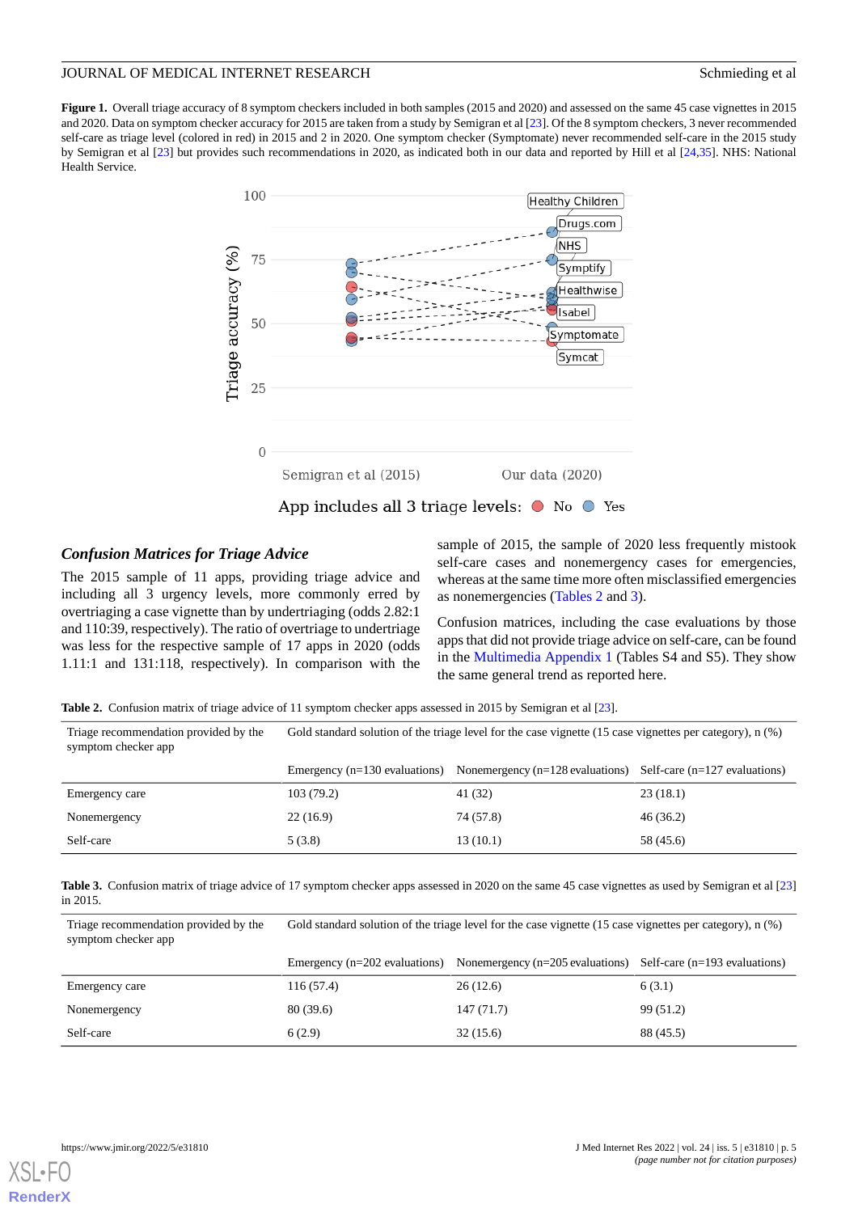**Figure 1.** Overall triage accuracy of 8 symptom checkers included in both samples (2015 and 2020) and assessed on the same 45 case vignettes in 2015 and 2020. Data on symptom checker accuracy for 2015 are taken from a study by Semigran et al [23]. Of the 8 symptom checkers, 3 never recommended self-care as triage level (colored in red) in 2015 and 2 in 2020. One symptom checker (Symptomate) never recommended self-care in the 2015 study by Semigran et al [23] but provides such recommendations in 2020, as indicated both in our data and reported by Hill et al [24,35]. NHS: National Health Service.

### Confusion Matrices for Triage Advice

The 2015 sample of 11 apps, providing triage advice and including all 3 urgency levels, more commonly erred by overtriaging a case vignette than by undertriaging (odds 2.82:1 and 110:39, respectively). The ratio of overtriage to undertriage was less for the respective sample of 17 apps in 2020 (odds 1.11:1 and 131:118, respectively). In comparison with the sample of 2015, the sample of 2020 less frequently mistook self-care cases and nonemergency cases for emergencies, whereas at the same time more often misclassified emergencies as nonemergencies (Tables 2 and 3).

Confusion matrices, including the case evaluations by those apps that did not provide triage advice on self-care, can be found in the Multimedia Appendix 1 (Tables S4 and S5). They show the same general trend as reported here.

**Table 2.** Confusion matrix of triage advice of 11 symptom checker apps assessed in 2015 by Semigran et al [23].

| Triage recommendation provided by the symptom checker app | Gold standard solution of the triage level for the case vignette (15 case vignettes per category), n (%) | | |
|---|---|---|---|
| | Emergency (n=130 evaluations) | Nonemergency (n=128 evaluations) | Self-care (n=127 evaluations) |
| Emergency care | 103 (79.2) | 41 (32) | 23 (18.1) |
| Nonemergency | 22 (16.9) | 74 (57.8) | 46 (36.2) |
| Self-care | 5 (3.8) | 13 (10.1) | 58 (45.6) |

**Table 3.** Confusion matrix of triage advice of 17 symptom checker apps assessed in 2020 on the same 45 case vignettes as used by Semigran et al [23] in 2015.

| Triage recommendation provided by the symptom checker app | Gold standard solution of the triage level for the case vignette (15 case vignettes per category), n (%) | | |
|---|---|---|---|
| | Emergency (n=202 evaluations) | Nonemergency (n=205 evaluations) | Self-care (n=193 evaluations) |
| Emergency care | 116 (57.4) | 26 (12.6) | 6 (3.1) |
| Nonemergency | 80 (39.6) | 147 (71.7) | 99 (51.2) |
| Self-care | 6 (2.9) | 32 (15.6) | 88 (45.5) |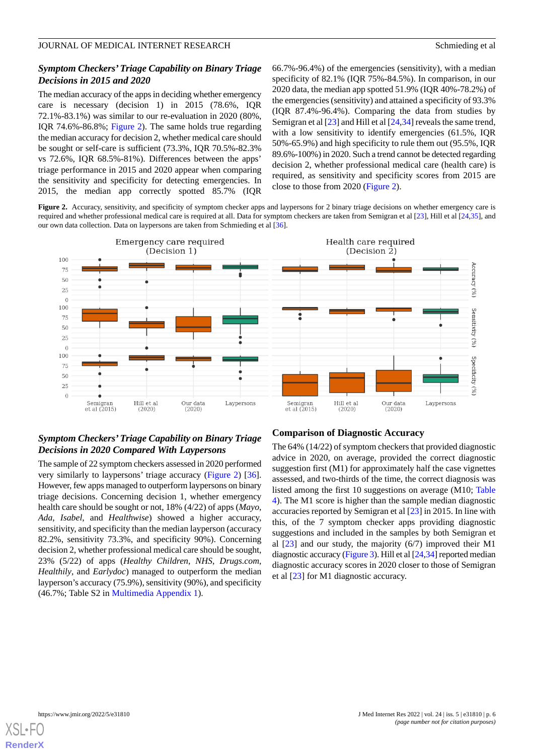### *Symptom Checkers' Triage Capability on Binary Triage Decisions in 2015 and 2020*

The median accuracy of the apps in deciding whether emergency care is necessary (decision 1) in 2015 (78.6%, IQR 72.1%-83.1%) was similar to our re-evaluation in 2020 (80%, IQR 74.6%-86.8%; Figure 2). The same holds true regarding the median accuracy for decision 2, whether medical care should be sought or self-care is sufficient (73.3%, IQR 70.5%-82.3% vs 72.6%, IQR 68.5%-81%). Differences between the apps' triage performance in 2015 and 2020 appear when comparing the sensitivity and specificity for detecting emergencies. In 2015, the median app correctly spotted 85.7% (IQR 66.7%-96.4%) of the emergencies (sensitivity), with a median specificity of 82.1% (IQR 75%-84.5%). In comparison, in our 2020 data, the median app spotted 51.9% (IQR 40%-78.2%) of the emergencies (sensitivity) and attained a specificity of 93.3% (IQR 87.4%-96.4%). Comparing the data from studies by Semigran et al [23] and Hill et al [24,34] reveals the same trend, with a low sensitivity to identify emergencies (61.5%, IQR 50%-65.9%) and high specificity to rule them out (95.5%, IQR 89.6%-100%) in 2020. Such a trend cannot be detected regarding decision 2, whether professional medical care (health care) is required, as sensitivity and specificity scores from 2015 are close to those from 2020 (Figure 2).

**Figure 2.** Accuracy, sensitivity, and specificity of symptom checker apps and laypersons for 2 binary triage decisions on whether emergency care is required and whether professional medical care is required at all. Data for symptom checkers are taken from Semigran et al [23], Hill et al [24,35], and our own data collection. Data on laypersons are taken from Schmieding et al [36].

### *Symptom Checkers' Triage Capability on Binary Triage Decisions in 2020 Compared With Laypersons*

The sample of 22 symptom checkers assessed in 2020 performed very similarly to laypersons' triage accuracy (Figure 2) [36]. However, few apps managed to outperform laypersons on binary triage decisions. Concerning decision 1, whether emergency health care should be sought or not, 18% (4/22) of apps (*Mayo*, *Ada*, *Isabel*, and *Healthwise*) showed a higher accuracy, sensitivity, and specificity than the median layperson (accuracy 82.2%, sensitivity 73.3%, and specificity 90%). Concerning decision 2, whether professional medical care should be sought, 23% (5/22) of apps (*Healthy Children*, *NHS*, *Drugs.com*, *Healthily*, and *Earlydoc*) managed to outperform the median layperson's accuracy (75.9%), sensitivity (90%), and specificity (46.7%; Table S2 in Multimedia Appendix 1).

### Comparison of Diagnostic Accuracy

The 64% (14/22) of symptom checkers that provided diagnostic advice in 2020, on average, provided the correct diagnostic suggestion first (M1) for approximately half the case vignettes assessed, and two-thirds of the time, the correct diagnosis was listed among the first 10 suggestions on average (M10; Table 4). The M1 score is higher than the sample median diagnostic accuracies reported by Semigran et al [23] in 2015. In line with this, of the 7 symptom checker apps providing diagnostic suggestions and included in the samples by both Semigran et al [23] and our study, the majority (6/7) improved their M1 diagnostic accuracy (Figure 3). Hill et al [24,34] reported median diagnostic accuracy scores in 2020 closer to those of Semigran et al [23] for M1 diagnostic accuracy.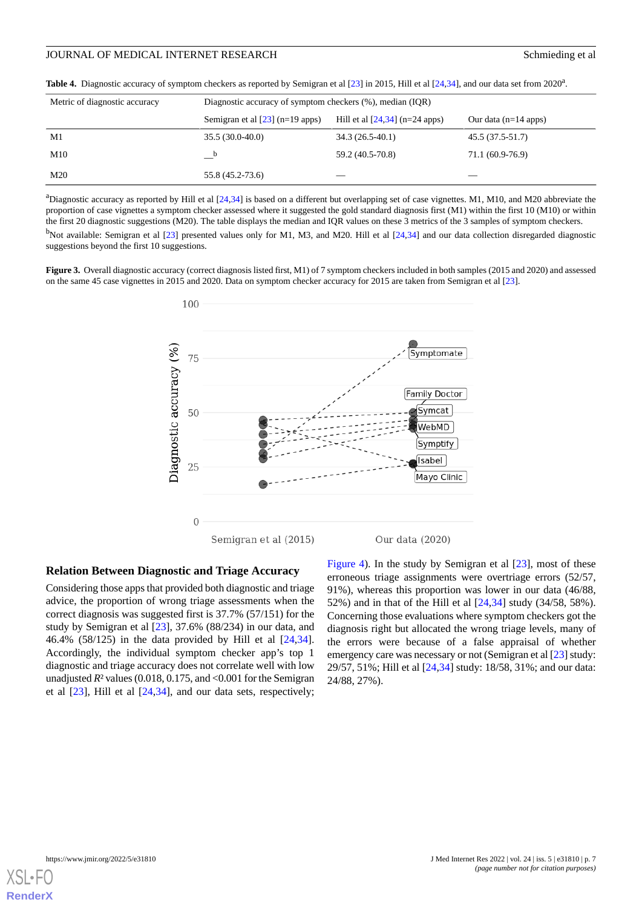**Table 4.** Diagnostic accuracy of symptom checkers as reported by Semigran et al [23] in 2015, Hill et al [24,34], and our data set from 2020[a].

| Metric of diagnostic accuracy | Diagnostic accuracy of symptom checkers (%), median (IQR) | | |
|---|---|---|---|
| | Semigran et al [23] (n=19 apps) | Hill et al [24,34] (n=24 apps) | Our data (n=14 apps) |
| M1 | 35.5 (30.0-40.0) | 34.3 (26.5-40.1) | 45.5 (37.5-51.7) |
| M10 | —[b] | 59.2 (40.5-70.8) | 71.1 (60.9-76.9) |
| M20 | 55.8 (45.2-73.6) | — | — |

[a]Diagnostic accuracy as reported by Hill et al [24,34] is based on a different but overlapping set of case vignettes. M1, M10, and M20 abbreviate the proportion of case vignettes a symptom checker assessed where it suggested the gold standard diagnosis first (M1) within the first 10 (M10) or within the first 20 diagnostic suggestions (M20). The table displays the median and IQR values on these 3 metrics of the 3 samples of symptom checkers.

[b]Not available: Semigran et al [23] presented values only for M1, M3, and M20. Hill et al [24,34] and our data collection disregarded diagnostic suggestions beyond the first 10 suggestions.

**Figure 3.** Overall diagnostic accuracy (correct diagnosis listed first, M1) of 7 symptom checkers included in both samples (2015 and 2020) and assessed on the same 45 case vignettes in 2015 and 2020. Data on symptom checker accuracy for 2015 are taken from Semigran et al [23].

## Relation Between Diagnostic and Triage Accuracy

Considering those apps that provided both diagnostic and triage advice, the proportion of wrong triage assessments when the correct diagnosis was suggested first is 37.7% (57/151) for the study by Semigran et al [23], 37.6% (88/234) in our data, and 46.4% (58/125) in the data provided by Hill et al [24,34]. Accordingly, the individual symptom checker app's top 1 diagnostic and triage accuracy does not correlate well with low unadjusted $R^2$ values (0.018, 0.175, and <0.001 for the Semigran et al [23], Hill et al [24,34], and our data sets, respectively; Figure 4). In the study by Semigran et al [23], most of these erroneous triage assignments were overtriage errors (52/57, 91%), whereas this proportion was lower in our data (46/88, 52%) and in that of the Hill et al [24,34] study (34/58, 58%). Concerning those evaluations where symptom checkers got the diagnosis right but allocated the wrong triage levels, many of the errors were because of a false appraisal of whether emergency care was necessary or not (Semigran et al [23] study: 29/57, 51%; Hill et al [24,34] study: 18/58, 31%; and our data: 24/88, 27%).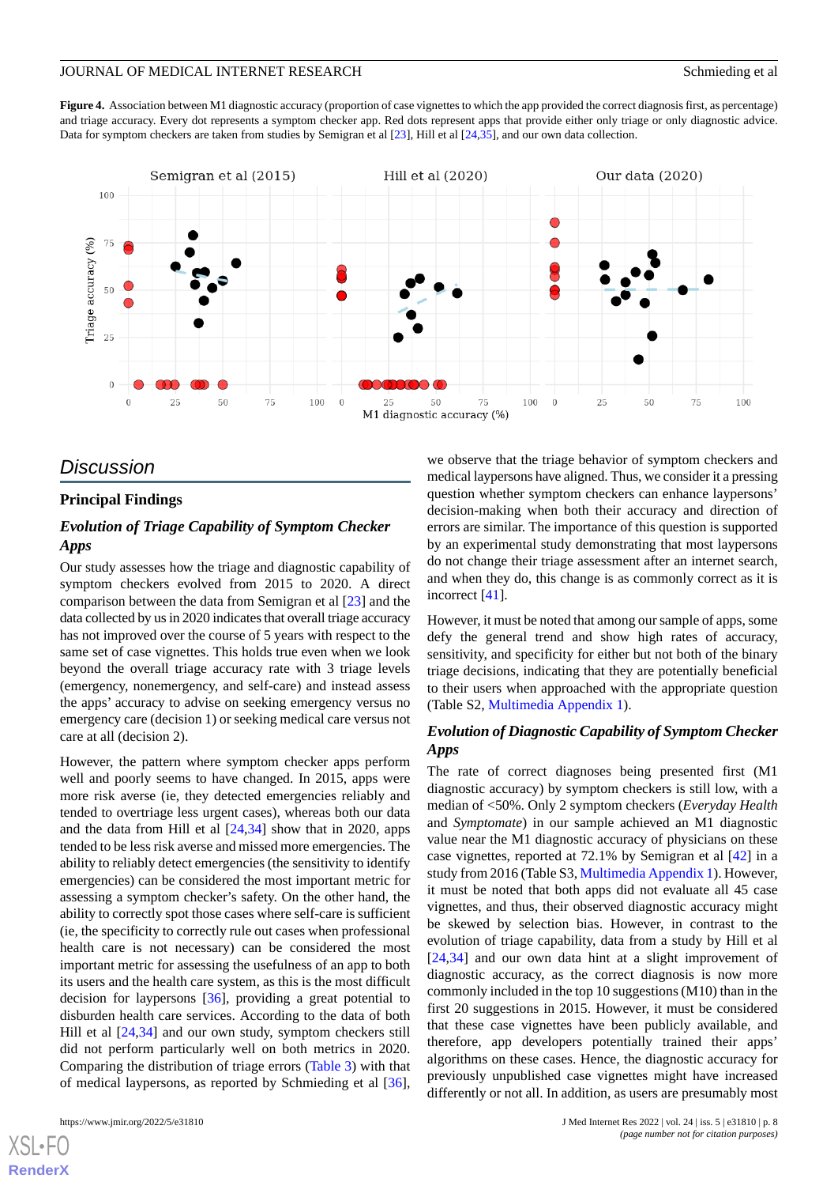**Figure 4.** Association between M1 diagnostic accuracy (proportion of case vignettes to which the app provided the correct diagnosis first, as percentage) and triage accuracy. Every dot represents a symptom checker app. Red dots represent apps that provide either only triage or only diagnostic advice. Data for symptom checkers are taken from studies by Semigran et al [23], Hill et al [24,35], and our own data collection.

## Discussion

### Principal Findings

#### *Evolution of Triage Capability of Symptom Checker Apps*

Our study assesses how the triage and diagnostic capability of symptom checkers evolved from 2015 to 2020. A direct comparison between the data from Semigran et al [23] and the data collected by us in 2020 indicates that overall triage accuracy has not improved over the course of 5 years with respect to the same set of case vignettes. This holds true even when we look beyond the overall triage accuracy rate with 3 triage levels (emergency, nonemergency, and self-care) and instead assess the apps' accuracy to advise on seeking emergency versus no emergency care (decision 1) or seeking medical care versus not care at all (decision 2).

However, the pattern where symptom checker apps perform well and poorly seems to have changed. In 2015, apps were more risk averse (ie, they detected emergencies reliably and tended to overtriage less urgent cases), whereas both our data and the data from Hill et al [24,34] show that in 2020, apps tended to be less risk averse and missed more emergencies. The ability to reliably detect emergencies (the sensitivity to identify emergencies) can be considered the most important metric for assessing a symptom checker's safety. On the other hand, the ability to correctly spot those cases where self-care is sufficient (ie, the specificity to correctly rule out cases when professional health care is not necessary) can be considered the most important metric for assessing the usefulness of an app to both its users and the health care system, as this is the most difficult decision for laypersons [36], providing a great potential to disburden health care services. According to the data of both Hill et al [24,34] and our own study, symptom checkers still did not perform particularly well on both metrics in 2020. Comparing the distribution of triage errors (Table 3) with that of medical laypersons, as reported by Schmieding et al [36], we observe that the triage behavior of symptom checkers and medical laypersons have aligned. Thus, we consider it a pressing question whether symptom checkers can enhance laypersons' decision-making when both their accuracy and direction of errors are similar. The importance of this question is supported by an experimental study demonstrating that most laypersons do not change their triage assessment after an internet search, and when they do, this change is as commonly correct as it is incorrect [41].

However, it must be noted that among our sample of apps, some defy the general trend and show high rates of accuracy, sensitivity, and specificity for either but not both of the binary triage decisions, indicating that they are potentially beneficial to their users when approached with the appropriate question (Table S2, Multimedia Appendix 1).

#### *Evolution of Diagnostic Capability of Symptom Checker Apps*

The rate of correct diagnoses being presented first (M1 diagnostic accuracy) by symptom checkers is still low, with a median of <50%. Only 2 symptom checkers (*Everyday Health* and *Symptomate*) in our sample achieved an M1 diagnostic value near the M1 diagnostic accuracy of physicians on these case vignettes, reported at 72.1% by Semigran et al [42] in a study from 2016 (Table S3, Multimedia Appendix 1). However, it must be noted that both apps did not evaluate all 45 case vignettes, and thus, their observed diagnostic accuracy might be skewed by selection bias. However, in contrast to the evolution of triage capability, data from a study by Hill et al [24,34] and our own data hint at a slight improvement of diagnostic accuracy, as the correct diagnosis is now more commonly included in the top 10 suggestions (M10) than in the first 20 suggestions in 2015. However, it must be considered that these case vignettes have been publicly available, and therefore, app developers potentially trained their apps' algorithms on these cases. Hence, the diagnostic accuracy for previously unpublished case vignettes might have increased differently or not all. In addition, as users are presumably most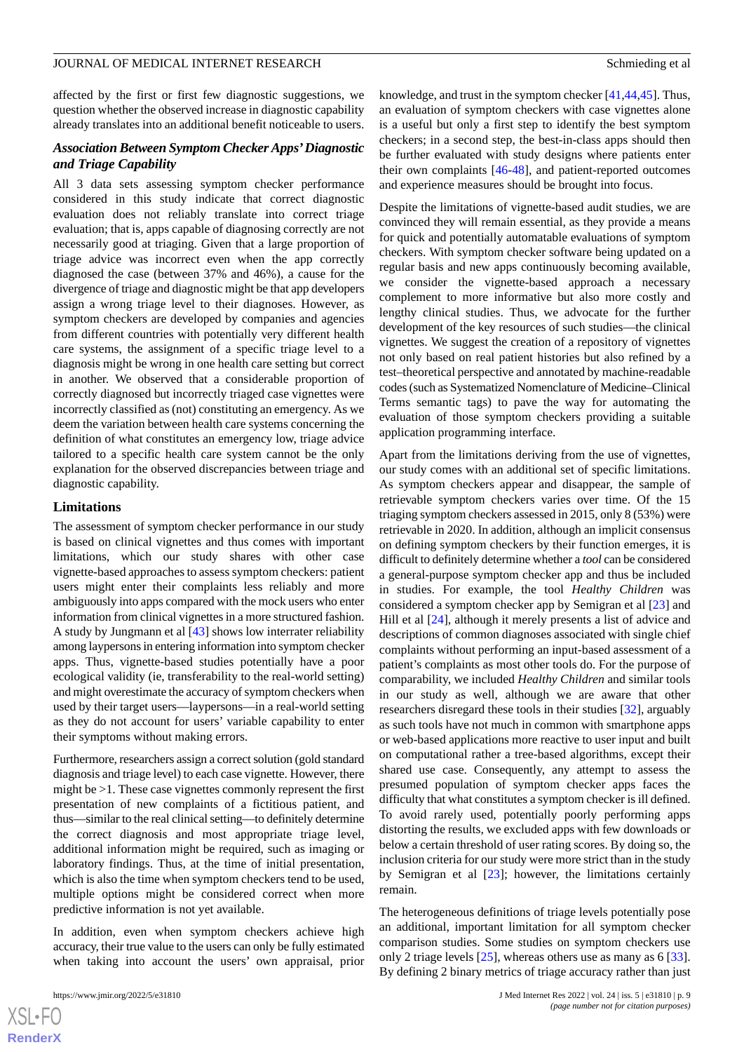affected by the first or first few diagnostic suggestions, we question whether the observed increase in diagnostic capability already translates into an additional benefit noticeable to users.

### Association Between Symptom Checker Apps' Diagnostic and Triage Capability

All 3 data sets assessing symptom checker performance considered in this study indicate that correct diagnostic evaluation does not reliably translate into correct triage evaluation; that is, apps capable of diagnosing correctly are not necessarily good at triaging. Given that a large proportion of triage advice was incorrect even when the app correctly diagnosed the case (between 37% and 46%), a cause for the divergence of triage and diagnostic might be that app developers assign a wrong triage level to their diagnoses. However, as symptom checkers are developed by companies and agencies from different countries with potentially very different health care systems, the assignment of a specific triage level to a diagnosis might be wrong in one health care setting but correct in another. We observed that a considerable proportion of correctly diagnosed but incorrectly triaged case vignettes were incorrectly classified as (not) constituting an emergency. As we deem the variation between health care systems concerning the definition of what constitutes an emergency low, triage advice tailored to a specific health care system cannot be the only explanation for the observed discrepancies between triage and diagnostic capability.

## Limitations

The assessment of symptom checker performance in our study is based on clinical vignettes and thus comes with important limitations, which our study shares with other case vignette-based approaches to assess symptom checkers: patient users might enter their complaints less reliably and more ambiguously into apps compared with the mock users who enter information from clinical vignettes in a more structured fashion. A study by Jungmann et al [43] shows low interrater reliability among laypersons in entering information into symptom checker apps. Thus, vignette-based studies potentially have a poor ecological validity (ie, transferability to the real-world setting) and might overestimate the accuracy of symptom checkers when used by their target users—laypersons—in a real-world setting as they do not account for users' variable capability to enter their symptoms without making errors.

Furthermore, researchers assign a correct solution (gold standard diagnosis and triage level) to each case vignette. However, there might be >1. These case vignettes commonly represent the first presentation of new complaints of a fictitious patient, and thus—similar to the real clinical setting—to definitely determine the correct diagnosis and most appropriate triage level, additional information might be required, such as imaging or laboratory findings. Thus, at the time of initial presentation, which is also the time when symptom checkers tend to be used, multiple options might be considered correct when more predictive information is not yet available.

In addition, even when symptom checkers achieve high accuracy, their true value to the users can only be fully estimated when taking into account the users' own appraisal, prior knowledge, and trust in the symptom checker [41,44,45]. Thus, an evaluation of symptom checkers with case vignettes alone is a useful but only a first step to identify the best symptom checkers; in a second step, the best-in-class apps should then be further evaluated with study designs where patients enter their own complaints [46-48], and patient-reported outcomes and experience measures should be brought into focus.

Despite the limitations of vignette-based audit studies, we are convinced they will remain essential, as they provide a means for quick and potentially automatable evaluations of symptom checkers. With symptom checker software being updated on a regular basis and new apps continuously becoming available, we consider the vignette-based approach a necessary complement to more informative but also more costly and lengthy clinical studies. Thus, we advocate for the further development of the key resources of such studies—the clinical vignettes. We suggest the creation of a repository of vignettes not only based on real patient histories but also refined by a test–theoretical perspective and annotated by machine-readable codes (such as Systematized Nomenclature of Medicine–Clinical Terms semantic tags) to pave the way for automating the evaluation of those symptom checkers providing a suitable application programming interface.

Apart from the limitations deriving from the use of vignettes, our study comes with an additional set of specific limitations. As symptom checkers appear and disappear, the sample of retrievable symptom checkers varies over time. Of the 15 triaging symptom checkers assessed in 2015, only 8 (53%) were retrievable in 2020. In addition, although an implicit consensus on defining symptom checkers by their function emerges, it is difficult to definitely determine whether a *tool* can be considered a general-purpose symptom checker app and thus be included in studies. For example, the tool *Healthy Children* was considered a symptom checker app by Semigran et al [23] and Hill et al [24], although it merely presents a list of advice and descriptions of common diagnoses associated with single chief complaints without performing an input-based assessment of a patient's complaints as most other tools do. For the purpose of comparability, we included *Healthy Children* and similar tools in our study as well, although we are aware that other researchers disregard these tools in their studies [32], arguably as such tools have not much in common with smartphone apps or web-based applications more reactive to user input and built on computational rather a tree-based algorithms, except their shared use case. Consequently, any attempt to assess the presumed population of symptom checker apps faces the difficulty that what constitutes a symptom checker is ill defined. To avoid rarely used, potentially poorly performing apps distorting the results, we excluded apps with few downloads or below a certain threshold of user rating scores. By doing so, the inclusion criteria for our study were more strict than in the study by Semigran et al [23]; however, the limitations certainly remain.

The heterogeneous definitions of triage levels potentially pose an additional, important limitation for all symptom checker comparison studies. Some studies on symptom checkers use only 2 triage levels [25], whereas others use as many as 6 [33]. By defining 2 binary metrics of triage accuracy rather than just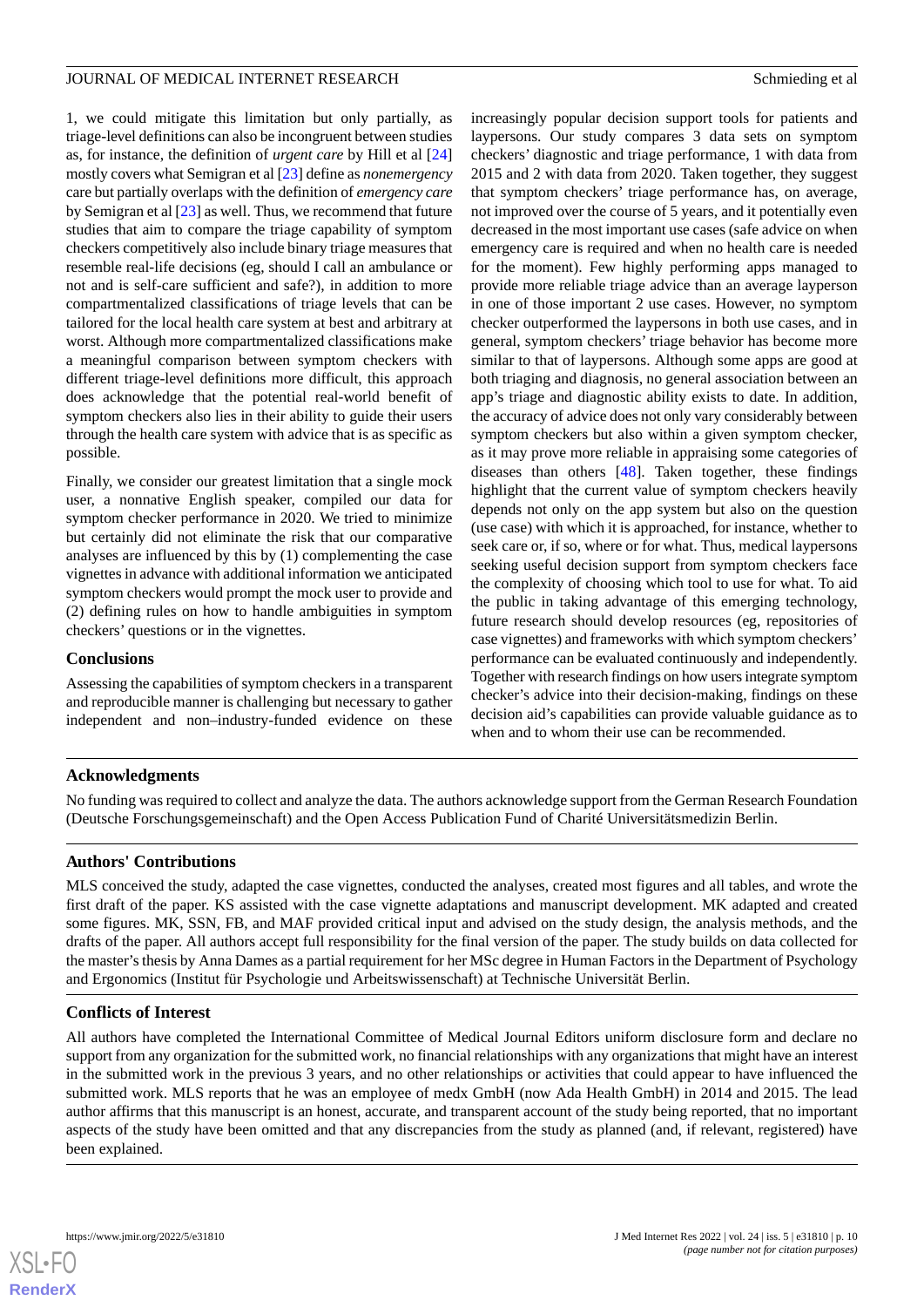1, we could mitigate this limitation but only partially, as triage-level definitions can also be incongruent between studies as, for instance, the definition of *urgent care* by Hill et al [24] mostly covers what Semigran et al [23] define as *nonemergency* care but partially overlaps with the definition of *emergency care* by Semigran et al [23] as well. Thus, we recommend that future studies that aim to compare the triage capability of symptom checkers competitively also include binary triage measures that resemble real-life decisions (eg, should I call an ambulance or not and is self-care sufficient and safe?), in addition to more compartmentalized classifications of triage levels that can be tailored for the local health care system at best and arbitrary at worst. Although more compartmentalized classifications make a meaningful comparison between symptom checkers with different triage-level definitions more difficult, this approach does acknowledge that the potential real-world benefit of symptom checkers also lies in their ability to guide their users through the health care system with advice that is as specific as possible.

Finally, we consider our greatest limitation that a single mock user, a nonnative English speaker, compiled our data for symptom checker performance in 2020. We tried to minimize but certainly did not eliminate the risk that our comparative analyses are influenced by this by (1) complementing the case vignettes in advance with additional information we anticipated symptom checkers would prompt the mock user to provide and (2) defining rules on how to handle ambiguities in symptom checkers' questions or in the vignettes.

### Conclusions

Assessing the capabilities of symptom checkers in a transparent and reproducible manner is challenging but necessary to gather independent and non–industry-funded evidence on these increasingly popular decision support tools for patients and laypersons. Our study compares 3 data sets on symptom checkers' diagnostic and triage performance, 1 with data from 2015 and 2 with data from 2020. Taken together, they suggest that symptom checkers' triage performance has, on average, not improved over the course of 5 years, and it potentially even decreased in the most important use cases (safe advice on when emergency care is required and when no health care is needed for the moment). Few highly performing apps managed to provide more reliable triage advice than an average layperson in one of those important 2 use cases. However, no symptom checker outperformed the laypersons in both use cases, and in general, symptom checkers' triage behavior has become more similar to that of laypersons. Although some apps are good at both triaging and diagnosis, no general association between an app's triage and diagnostic ability exists to date. In addition, the accuracy of advice does not only vary considerably between symptom checkers but also within a given symptom checker, as it may prove more reliable in appraising some categories of diseases than others [48]. Taken together, these findings highlight that the current value of symptom checkers heavily depends not only on the app system but also on the question (use case) with which it is approached, for instance, whether to seek care or, if so, where or for what. Thus, medical laypersons seeking useful decision support from symptom checkers face the complexity of choosing which tool to use for what. To aid the public in taking advantage of this emerging technology, future research should develop resources (eg, repositories of case vignettes) and frameworks with which symptom checkers' performance can be evaluated continuously and independently. Together with research findings on how users integrate symptom checker's advice into their decision-making, findings on these decision aid's capabilities can provide valuable guidance as to when and to whom their use can be recommended.

## Acknowledgments

No funding was required to collect and analyze the data. The authors acknowledge support from the German Research Foundation (Deutsche Forschungsgemeinschaft) and the Open Access Publication Fund of Charité Universitätsmedizin Berlin.

## Authors' Contributions

MLS conceived the study, adapted the case vignettes, conducted the analyses, created most figures and all tables, and wrote the first draft of the paper. KS assisted with the case vignette adaptations and manuscript development. MK adapted and created some figures. MK, SSN, FB, and MAF provided critical input and advised on the study design, the analysis methods, and the drafts of the paper. All authors accept full responsibility for the final version of the paper. The study builds on data collected for the master's thesis by Anna Dames as a partial requirement for her MSc degree in Human Factors in the Department of Psychology and Ergonomics (Institut für Psychologie und Arbeitswissenschaft) at Technische Universität Berlin.

## Conflicts of Interest

All authors have completed the International Committee of Medical Journal Editors uniform disclosure form and declare no support from any organization for the submitted work, no financial relationships with any organizations that might have an interest in the submitted work in the previous 3 years, and no other relationships or activities that could appear to have influenced the submitted work. MLS reports that he was an employee of medx GmbH (now Ada Health GmbH) in 2014 and 2015. The lead author affirms that this manuscript is an honest, accurate, and transparent account of the study being reported, that no important aspects of the study have been omitted and that any discrepancies from the study as planned (and, if relevant, registered) have been explained.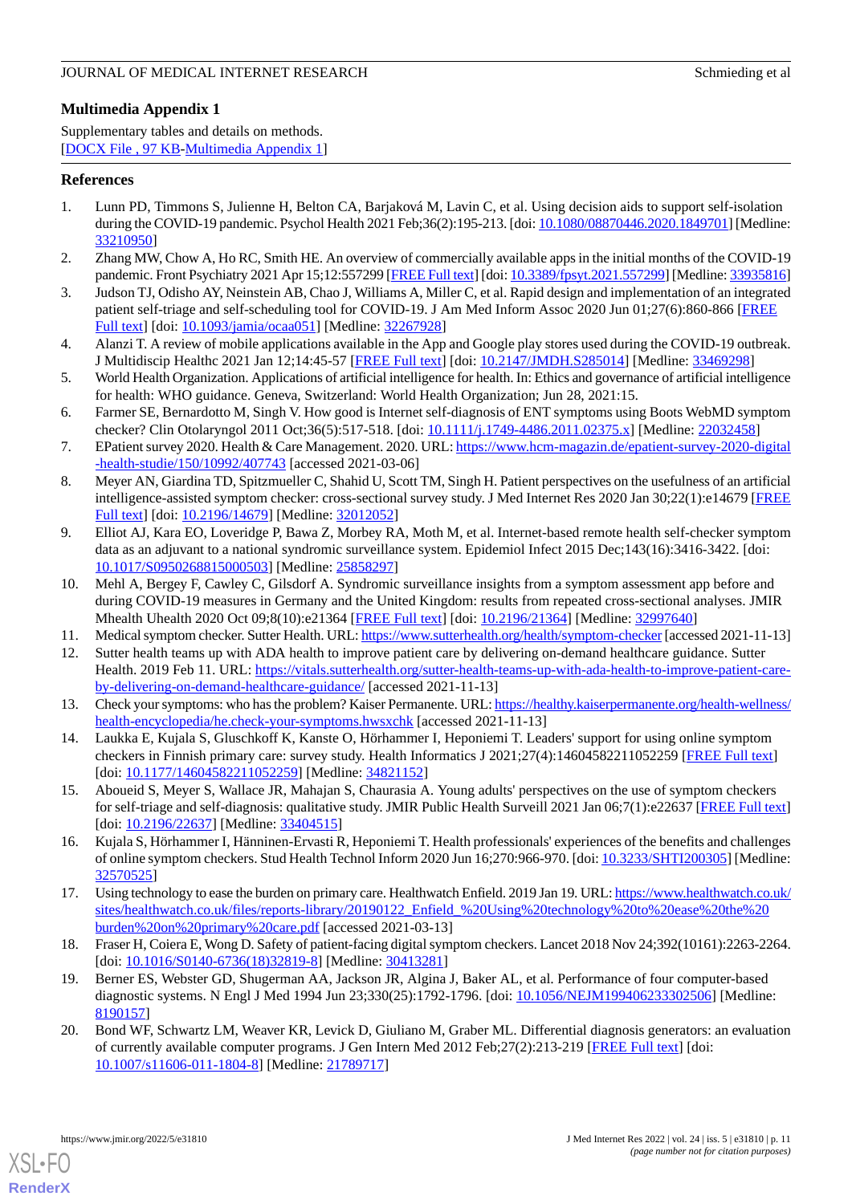## Multimedia Appendix 1

Supplementary tables and details on methods.
[DOCX File , 97 KB-Multimedia Appendix 1]

## References

1. Lunn PD, Timmons S, Julienne H, Belton CA, Barjaková M, Lavin C, et al. Using decision aids to support self-isolation during the COVID-19 pandemic. Psychol Health 2021 Feb;36(2):195-213. [doi: 10.1080/08870446.2020.1849701] [Medline: 33210950]
2. Zhang MW, Chow A, Ho RC, Smith HE. An overview of commercially available apps in the initial months of the COVID-19 pandemic. Front Psychiatry 2021 Apr 15;12:557299 [FREE Full text] [doi: 10.3389/fpsyt.2021.557299] [Medline: 33935816]
3. Judson TJ, Odisho AY, Neinstein AB, Chao J, Williams A, Miller C, et al. Rapid design and implementation of an integrated patient self-triage and self-scheduling tool for COVID-19. J Am Med Inform Assoc 2020 Jun 01;27(6):860-866 [FREE Full text] [doi: 10.1093/jamia/ocaa051] [Medline: 32267928]
4. Alanzi T. A review of mobile applications available in the App and Google play stores used during the COVID-19 outbreak. J Multidiscip Healthc 2021 Jan 12;14:45-57 [FREE Full text] [doi: 10.2147/JMDH.S285014] [Medline: 33469298]
5. World Health Organization. Applications of artificial intelligence for health. In: Ethics and governance of artificial intelligence for health: WHO guidance. Geneva, Switzerland: World Health Organization; Jun 28, 2021:15.
6. Farmer SE, Bernardotto M, Singh V. How good is Internet self-diagnosis of ENT symptoms using Boots WebMD symptom checker? Clin Otolaryngol 2011 Oct;36(5):517-518. [doi: 10.1111/j.1749-4486.2011.02375.x] [Medline: 22032458]
7. EPatient survey 2020. Health & Care Management. 2020. URL: https://www.hcm-magazin.de/epatient-survey-2020-digital-health-studie/150/10992/407743 [accessed 2021-03-06]
8. Meyer AN, Giardina TD, Spitzmueller C, Shahid U, Scott TM, Singh H. Patient perspectives on the usefulness of an artificial intelligence-assisted symptom checker: cross-sectional survey study. J Med Internet Res 2020 Jan 30;22(1):e14679 [FREE Full text] [doi: 10.2196/14679] [Medline: 32012052]
9. Elliot AJ, Kara EO, Loveridge P, Bawa Z, Morbey RA, Moth M, et al. Internet-based remote health self-checker symptom data as an adjuvant to a national syndromic surveillance system. Epidemiol Infect 2015 Dec;143(16):3416-3422. [doi: 10.1017/S0950268815000503] [Medline: 25858297]
10. Mehl A, Bergey F, Cawley C, Gilsdorf A. Syndromic surveillance insights from a symptom assessment app before and during COVID-19 measures in Germany and the United Kingdom: results from repeated cross-sectional analyses. JMIR Mhealth Uhealth 2020 Oct 09;8(10):e21364 [FREE Full text] [doi: 10.2196/21364] [Medline: 32997640]
11. Medical symptom checker. Sutter Health. URL: https://www.sutterhealth.org/health/symptom-checker [accessed 2021-11-13]
12. Sutter health teams up with ADA health to improve patient care by delivering on-demand healthcare guidance. Sutter Health. 2019 Feb 11. URL: https://vitals.sutterhealth.org/sutter-health-teams-up-with-ada-health-to-improve-patient-care-by-delivering-on-demand-healthcare-guidance/ [accessed 2021-11-13]
13. Check your symptoms: who has the problem? Kaiser Permanente. URL: https://healthy.kaiserpermanente.org/health-wellness/health-encyclopedia/he.check-your-symptoms.hwsxchk [accessed 2021-11-13]
14. Laukka E, Kujala S, Gluschkoff K, Kanste O, Hörhammer I, Heponiemi T. Leaders' support for using online symptom checkers in Finnish primary care: survey study. Health Informatics J 2021;27(4):14604582211052259 [FREE Full text] [doi: 10.1177/14604582211052259] [Medline: 34821152]
15. Aboueid S, Meyer S, Wallace JR, Mahajan S, Chaurasia A. Young adults' perspectives on the use of symptom checkers for self-triage and self-diagnosis: qualitative study. JMIR Public Health Surveill 2021 Jan 06;7(1):e22637 [FREE Full text] [doi: 10.2196/22637] [Medline: 33404515]
16. Kujala S, Hörhammer I, Hänninen-Ervasti R, Heponiemi T. Health professionals' experiences of the benefits and challenges of online symptom checkers. Stud Health Technol Inform 2020 Jun 16;270:966-970. [doi: 10.3233/SHTI200305] [Medline: 32570525]
17. Using technology to ease the burden on primary care. Healthwatch Enfield. 2019 Jan 19. URL: https://www.healthwatch.co.uk/sites/healthwatch.co.uk/files/reports-library/20190122_Enfield_%20Using%20technology%20to%20ease%20the%20burden%20on%20primary%20care.pdf [accessed 2021-03-13]
18. Fraser H, Coiera E, Wong D. Safety of patient-facing digital symptom checkers. Lancet 2018 Nov 24;392(10161):2263-2264. [doi: 10.1016/S0140-6736(18)32819-8] [Medline: 30413281]
19. Berner ES, Webster GD, Shugerman AA, Jackson JR, Algina J, Baker AL, et al. Performance of four computer-based diagnostic systems. N Engl J Med 1994 Jun 23;330(25):1792-1796. [doi: 10.1056/NEJM199406233302506] [Medline: 8190157]
20. Bond WF, Schwartz LM, Weaver KR, Levick D, Giuliano M, Graber ML. Differential diagnosis generators: an evaluation of currently available computer programs. J Gen Intern Med 2012 Feb;27(2):213-219 [FREE Full text] [doi: 10.1007/s11606-011-1804-8] [Medline: 21789717]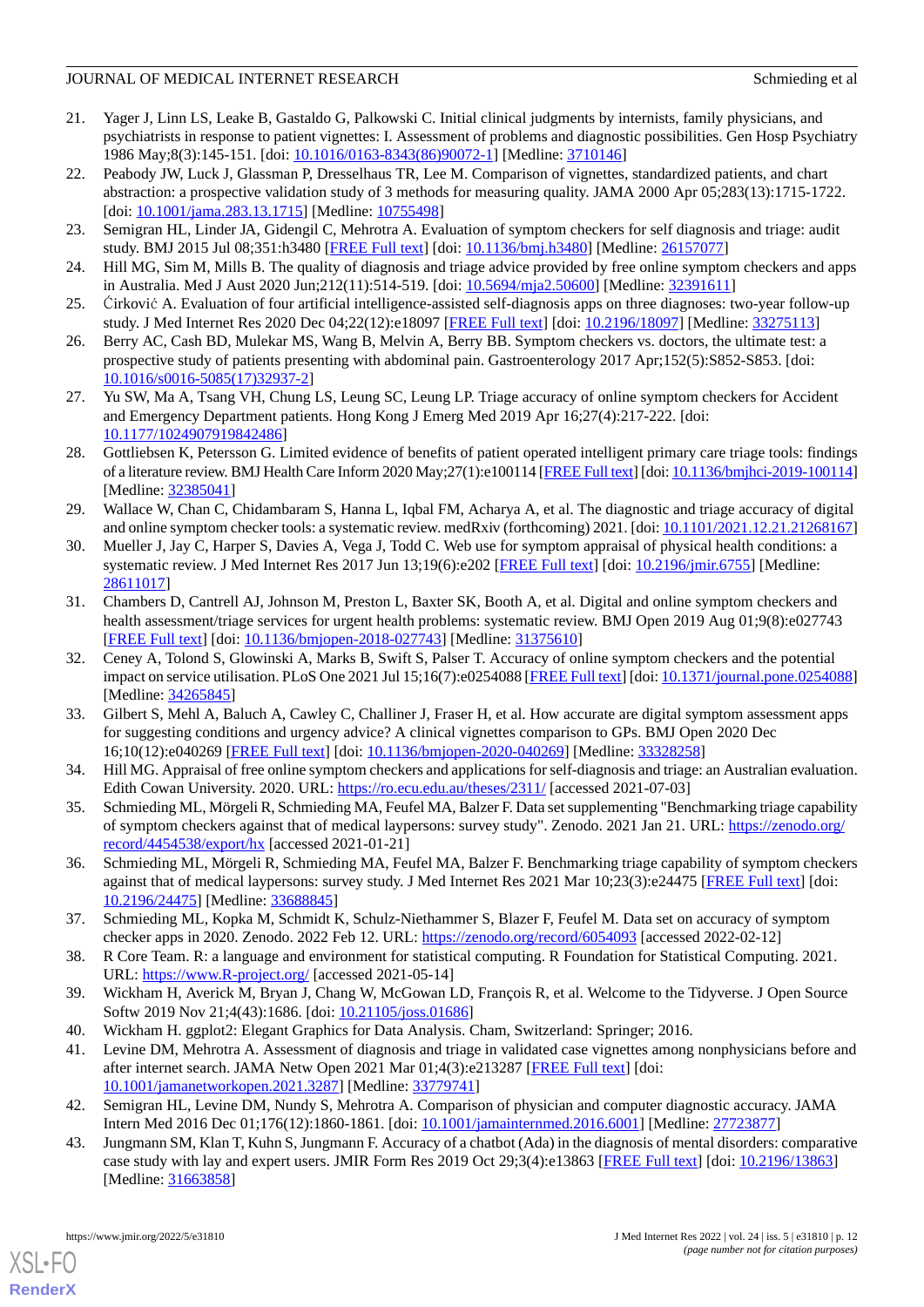21. Yager J, Linn LS, Leake B, Gastaldo G, Palkowski C. Initial clinical judgments by internists, family physicians, and psychiatrists in response to patient vignettes: I. Assessment of problems and diagnostic possibilities. Gen Hosp Psychiatry 1986 May;8(3):145-151. [doi: 10.1016/0163-8343(86)90072-1] [Medline: 3710146]
22. Peabody JW, Luck J, Glassman P, Dresselhaus TR, Lee M. Comparison of vignettes, standardized patients, and chart abstraction: a prospective validation study of 3 methods for measuring quality. JAMA 2000 Apr 05;283(13):1715-1722. [doi: 10.1001/jama.283.13.1715] [Medline: 10755498]
23. Semigran HL, Linder JA, Gidengil C, Mehrotra A. Evaluation of symptom checkers for self diagnosis and triage: audit study. BMJ 2015 Jul 08;351:h3480 [FREE Full text] [doi: 10.1136/bmj.h3480] [Medline: 26157077]
24. Hill MG, Sim M, Mills B. The quality of diagnosis and triage advice provided by free online symptom checkers and apps in Australia. Med J Aust 2020 Jun;212(11):514-519. [doi: 10.5694/mja2.50600] [Medline: 32391611]
25. Ćirković A. Evaluation of four artificial intelligence-assisted self-diagnosis apps on three diagnoses: two-year follow-up study. J Med Internet Res 2020 Dec 04;22(12):e18097 [FREE Full text] [doi: 10.2196/18097] [Medline: 33275113]
26. Berry AC, Cash BD, Mulekar MS, Wang B, Melvin A, Berry BB. Symptom checkers vs. doctors, the ultimate test: a prospective study of patients presenting with abdominal pain. Gastroenterology 2017 Apr;152(5):S852-S853. [doi: 10.1016/s0016-5085(17)32937-2]
27. Yu SW, Ma A, Tsang VH, Chung LS, Leung SC, Leung LP. Triage accuracy of online symptom checkers for Accident and Emergency Department patients. Hong Kong J Emerg Med 2019 Apr 16;27(4):217-222. [doi: 10.1177/1024907919842486]
28. Gottliebsen K, Petersson G. Limited evidence of benefits of patient operated intelligent primary care triage tools: findings of a literature review. BMJ Health Care Inform 2020 May;27(1):e100114 [FREE Full text] [doi: 10.1136/bmjhci-2019-100114] [Medline: 32385041]
29. Wallace W, Chan C, Chidambaram S, Hanna L, Iqbal FM, Acharya A, et al. The diagnostic and triage accuracy of digital and online symptom checker tools: a systematic review. medRxiv (forthcoming) 2021. [doi: 10.1101/2021.12.21.21268167]
30. Mueller J, Jay C, Harper S, Davies A, Vega J, Todd C. Web use for symptom appraisal of physical health conditions: a systematic review. J Med Internet Res 2017 Jun 13;19(6):e202 [FREE Full text] [doi: 10.2196/jmir.6755] [Medline: 28611017]
31. Chambers D, Cantrell AJ, Johnson M, Preston L, Baxter SK, Booth A, et al. Digital and online symptom checkers and health assessment/triage services for urgent health problems: systematic review. BMJ Open 2019 Aug 01;9(8):e027743 [FREE Full text] [doi: 10.1136/bmjopen-2018-027743] [Medline: 31375610]
32. Ceney A, Tolond S, Glowinski A, Marks B, Swift S, Palser T. Accuracy of online symptom checkers and the potential impact on service utilisation. PLoS One 2021 Jul 15;16(7):e0254088 [FREE Full text] [doi: 10.1371/journal.pone.0254088] [Medline: 34265845]
33. Gilbert S, Mehl A, Baluch A, Cawley C, Challiner J, Fraser H, et al. How accurate are digital symptom assessment apps for suggesting conditions and urgency advice? A clinical vignettes comparison to GPs. BMJ Open 2020 Dec 16;10(12):e040269 [FREE Full text] [doi: 10.1136/bmjopen-2020-040269] [Medline: 33328258]
34. Hill MG. Appraisal of free online symptom checkers and applications for self-diagnosis and triage: an Australian evaluation. Edith Cowan University. 2020. URL: https://ro.ecu.edu.au/theses/2311/ [accessed 2021-07-03]
35. Schmieding ML, Mörgeli R, Schmieding MA, Feufel MA, Balzer F. Data set supplementing "Benchmarking triage capability of symptom checkers against that of medical laypersons: survey study". Zenodo. 2021 Jan 21. URL: https://zenodo.org/record/4454538/export/hx [accessed 2021-01-21]
36. Schmieding ML, Mörgeli R, Schmieding MA, Feufel MA, Balzer F. Benchmarking triage capability of symptom checkers against that of medical laypersons: survey study. J Med Internet Res 2021 Mar 10;23(3):e24475 [FREE Full text] [doi: 10.2196/24475] [Medline: 33688845]
37. Schmieding ML, Kopka M, Schmidt K, Schulz-Niethammer S, Blazer F, Feufel M. Data set on accuracy of symptom checker apps in 2020. Zenodo. 2022 Feb 12. URL: https://zenodo.org/record/6054093 [accessed 2022-02-12]
38. R Core Team. R: a language and environment for statistical computing. R Foundation for Statistical Computing. 2021. URL: https://www.R-project.org/ [accessed 2021-05-14]
39. Wickham H, Averick M, Bryan J, Chang W, McGowan LD, François R, et al. Welcome to the Tidyverse. J Open Source Softw 2019 Nov 21;4(43):1686. [doi: 10.21105/joss.01686]
40. Wickham H. ggplot2: Elegant Graphics for Data Analysis. Cham, Switzerland: Springer; 2016.
41. Levine DM, Mehrotra A. Assessment of diagnosis and triage in validated case vignettes among nonphysicians before and after internet search. JAMA Netw Open 2021 Mar 01;4(3):e213287 [FREE Full text] [doi: 10.1001/jamanetworkopen.2021.3287] [Medline: 33779741]
42. Semigran HL, Levine DM, Nundy S, Mehrotra A. Comparison of physician and computer diagnostic accuracy. JAMA Intern Med 2016 Dec 01;176(12):1860-1861. [doi: 10.1001/jamainternmed.2016.6001] [Medline: 27723877]
43. Jungmann SM, Klan T, Kuhn S, Jungmann F. Accuracy of a chatbot (Ada) in the diagnosis of mental disorders: comparative case study with lay and expert users. JMIR Form Res 2019 Oct 29;3(4):e13863 [FREE Full text] [doi: 10.2196/13863] [Medline: 31663858]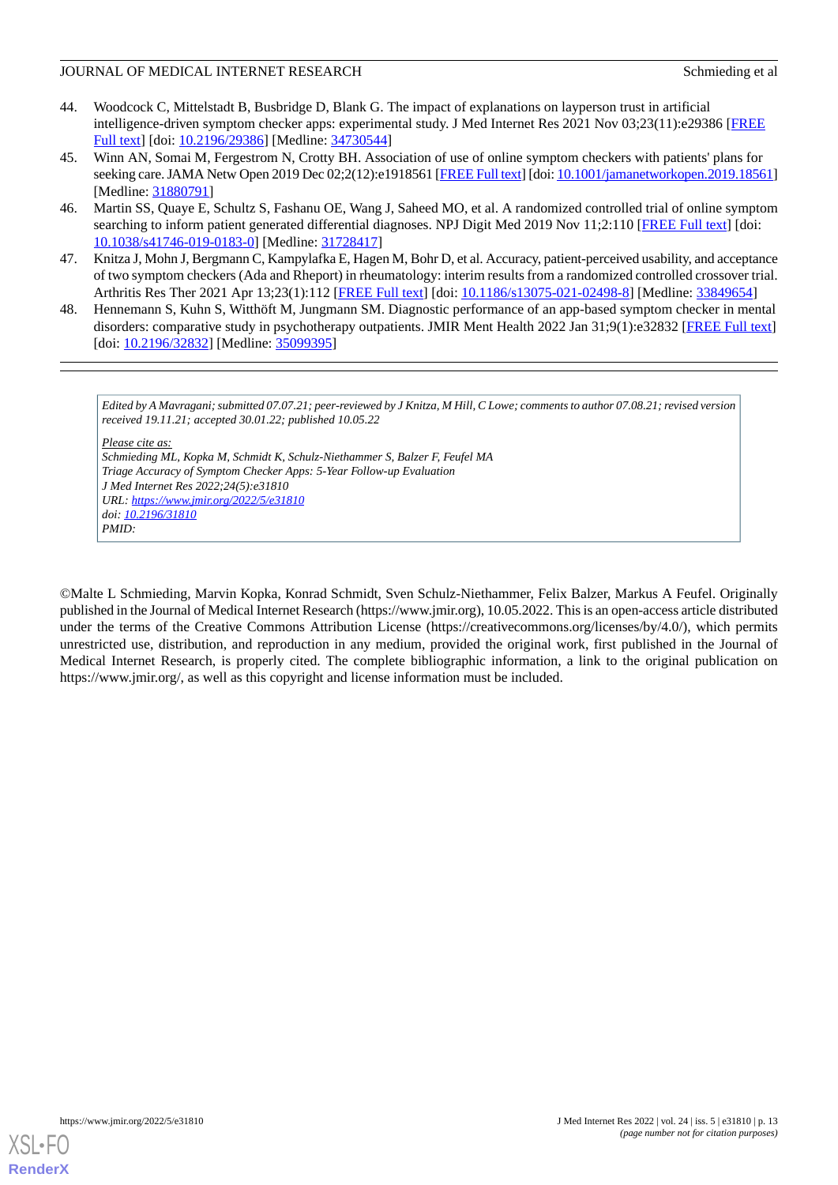44. Woodcock C, Mittelstadt B, Busbridge D, Blank G. The impact of explanations on layperson trust in artificial intelligence-driven symptom checker apps: experimental study. J Med Internet Res 2021 Nov 03;23(11):e29386 [FREE Full text] [doi: 10.2196/29386] [Medline: 34730544]
45. Winn AN, Somai M, Fergestrom N, Crotty BH. Association of use of online symptom checkers with patients' plans for seeking care. JAMA Netw Open 2019 Dec 02;2(12):e1918561 [FREE Full text] [doi: 10.1001/jamanetworkopen.2019.18561] [Medline: 31880791]
46. Martin SS, Quaye E, Schultz S, Fashanu OE, Wang J, Saheed MO, et al. A randomized controlled trial of online symptom searching to inform patient generated differential diagnoses. NPJ Digit Med 2019 Nov 11;2:110 [FREE Full text] [doi: 10.1038/s41746-019-0183-0] [Medline: 31728417]
47. Knitza J, Mohn J, Bergmann C, Kampylafka E, Hagen M, Bohr D, et al. Accuracy, patient-perceived usability, and acceptance of two symptom checkers (Ada and Rheport) in rheumatology: interim results from a randomized controlled crossover trial. Arthritis Res Ther 2021 Apr 13;23(1):112 [FREE Full text] [doi: 10.1186/s13075-021-02498-8] [Medline: 33849654]
48. Hennemann S, Kuhn S, Witthöft M, Jungmann SM. Diagnostic performance of an app-based symptom checker in mental disorders: comparative study in psychotherapy outpatients. JMIR Ment Health 2022 Jan 31;9(1):e32832 [FREE Full text] [doi: 10.2196/32832] [Medline: 35099395]

*Edited by A Mavragani; submitted 07.07.21; peer-reviewed by J Knitza, M Hill, C Lowe; comments to author 07.08.21; revised version received 19.11.21; accepted 30.01.22; published 10.05.22*

*Please cite as:*
*Schmieding ML, Kopka M, Schmidt K, Schulz-Niethammer S, Balzer F, Feufel MA*
*Triage Accuracy of Symptom Checker Apps: 5-Year Follow-up Evaluation*
*J Med Internet Res 2022;24(5):e31810*
*URL: https://www.jmir.org/2022/5/e31810*
*doi: 10.2196/31810*
*PMID:*

©Malte L Schmieding, Marvin Kopka, Konrad Schmidt, Sven Schulz-Niethammer, Felix Balzer, Markus A Feufel. Originally published in the Journal of Medical Internet Research (https://www.jmir.org), 10.05.2022. This is an open-access article distributed under the terms of the Creative Commons Attribution License (https://creativecommons.org/licenses/by/4.0/), which permits unrestricted use, distribution, and reproduction in any medium, provided the original work, first published in the Journal of Medical Internet Research, is properly cited. The complete bibliographic information, a link to the original publication on https://www.jmir.org/, as well as this copyright and license information must be included.